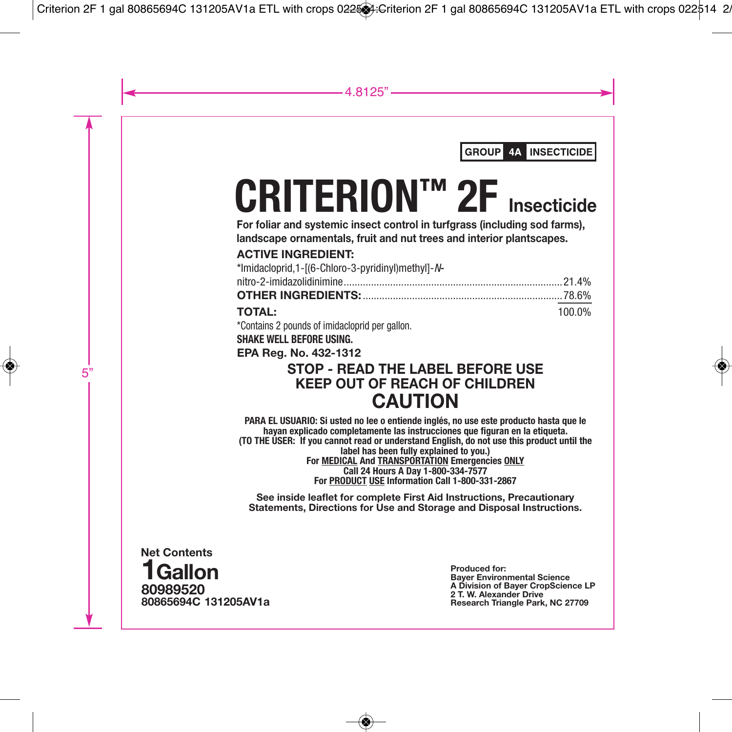**GROUP 4A INSECTICIDE**

# CRITERION™ 2F Insecticide

**For foliar and systemic insect control in turfgrass (including sod farms), landscape ornamentals, fruit and nut trees and interior plantscapes.**

**ACTIVE INGREDIENT:**

| | |
|---|---|
| *Imidacloprid,1-[(6-Chloro-3-pyridinyl)methyl]-*N*-nitro-2-imidazolidinimine | 21.4% |
| **OTHER INGREDIENTS:** | 78.6% |
| **TOTAL:** | 100.0% |

*Contains 2 pounds of imidacloprid per gallon.

**SHAKE WELL BEFORE USING.**

**EPA Reg. No. 432-1312**

## STOP - READ THE LABEL BEFORE USE
## KEEP OUT OF REACH OF CHILDREN
## CAUTION

**PARA EL USUARIO: Si usted no lee o entiende inglés, no use este producto hasta que le hayan explicado completamente las instrucciones que figuran en la etiqueta.**
**(TO THE USER: If you cannot read or understand English, do not use this product until the label has been fully explained to you.)**

**For MEDICAL And TRANSPORTATION Emergencies ONLY**
**Call 24 Hours A Day 1-800-334-7577**
**For PRODUCT USE Information Call 1-800-331-2867**

**See inside leaflet for complete First Aid Instructions, Precautionary Statements, Directions for Use and Storage and Disposal Instructions.**

**Net Contents**
**1 Gallon**
**80989520**
**80865694C 131205AV1a**

**Produced for:**
**Bayer Environmental Science**
**A Division of Bayer CropScience LP**
**2 T. W. Alexander Drive**
**Research Triangle Park, NC 27709**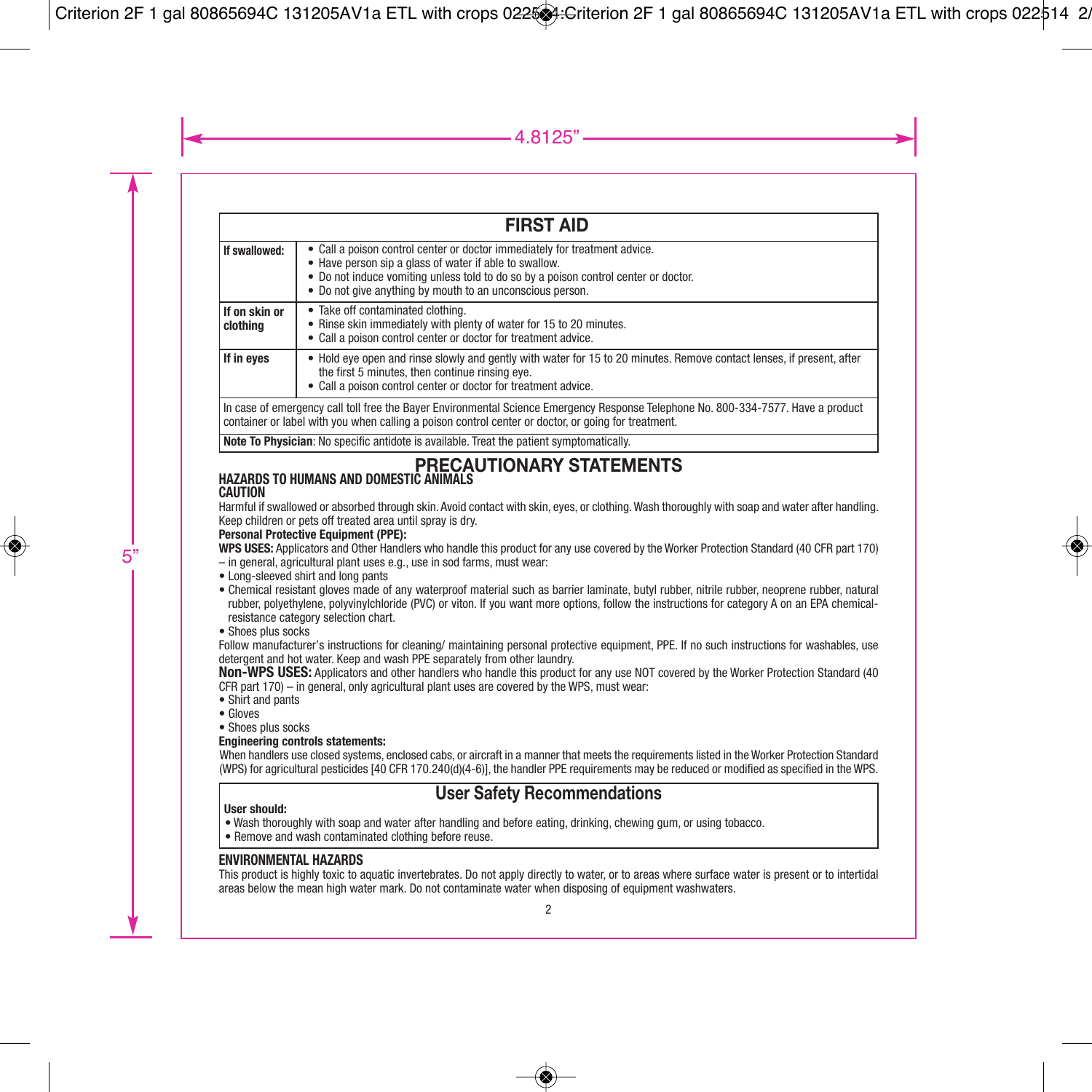| FIRST AID | |
|---|---|
| **If swallowed:** | • Call a poison control center or doctor immediately for treatment advice.<br>• Have person sip a glass of water if able to swallow.<br>• Do not induce vomiting unless told to do so by a poison control center or doctor.<br>• Do not give anything by mouth to an unconscious person. |
| **If on skin or clothing** | • Take off contaminated clothing.<br>• Rinse skin immediately with plenty of water for 15 to 20 minutes.<br>• Call a poison control center or doctor for treatment advice. |
| **If in eyes** | • Hold eye open and rinse slowly and gently with water for 15 to 20 minutes. Remove contact lenses, if present, after the first 5 minutes, then continue rinsing eye.<br>• Call a poison control center or doctor for treatment advice. |
| In case of emergency call toll free the Bayer Environmental Science Emergency Response Telephone No. 800-334-7577. Have a product container or label with you when calling a poison control center or doctor, or going for treatment. | |
| **Note To Physician**: No specific antidote is available. Treat the patient symptomatically. | |

# PRECAUTIONARY STATEMENTS

## HAZARDS TO HUMANS AND DOMESTIC ANIMALS

**CAUTION**

Harmful if swallowed or absorbed through skin. Avoid contact with skin, eyes, or clothing. Wash thoroughly with soap and water after handling. Keep children or pets off treated area until spray is dry.

**Personal Protective Equipment (PPE):**

**WPS USES:** Applicators and Other Handlers who handle this product for any use covered by the Worker Protection Standard (40 CFR part 170) – in general, agricultural plant uses e.g., use in sod farms, must wear:

- Long-sleeved shirt and long pants
- Chemical resistant gloves made of any waterproof material such as barrier laminate, butyl rubber, nitrile rubber, neoprene rubber, natural rubber, polyethylene, polyvinylchloride (PVC) or viton. If you want more options, follow the instructions for category A on an EPA chemical-resistance category selection chart.
- Shoes plus socks

Follow manufacturer's instructions for cleaning/ maintaining personal protective equipment, PPE. If no such instructions for washables, use detergent and hot water. Keep and wash PPE separately from other laundry.

**Non-WPS USES:** Applicators and other handlers who handle this product for any use NOT covered by the Worker Protection Standard (40 CFR part 170) – in general, only agricultural plant uses are covered by the WPS, must wear:

- Shirt and pants
- Gloves
- Shoes plus socks

**Engineering controls statements:**

When handlers use closed systems, enclosed cabs, or aircraft in a manner that meets the requirements listed in the Worker Protection Standard (WPS) for agricultural pesticides [40 CFR 170.240(d)(4-6)], the handler PPE requirements may be reduced or modified as specified in the WPS.

## User Safety Recommendations

**User should:**

- Wash thoroughly with soap and water after handling and before eating, drinking, chewing gum, or using tobacco.
- Remove and wash contaminated clothing before reuse.

## ENVIRONMENTAL HAZARDS

This product is highly toxic to aquatic invertebrates. Do not apply directly to water, or to areas where surface water is present or to intertidal areas below the mean high water mark. Do not contaminate water when disposing of equipment washwaters.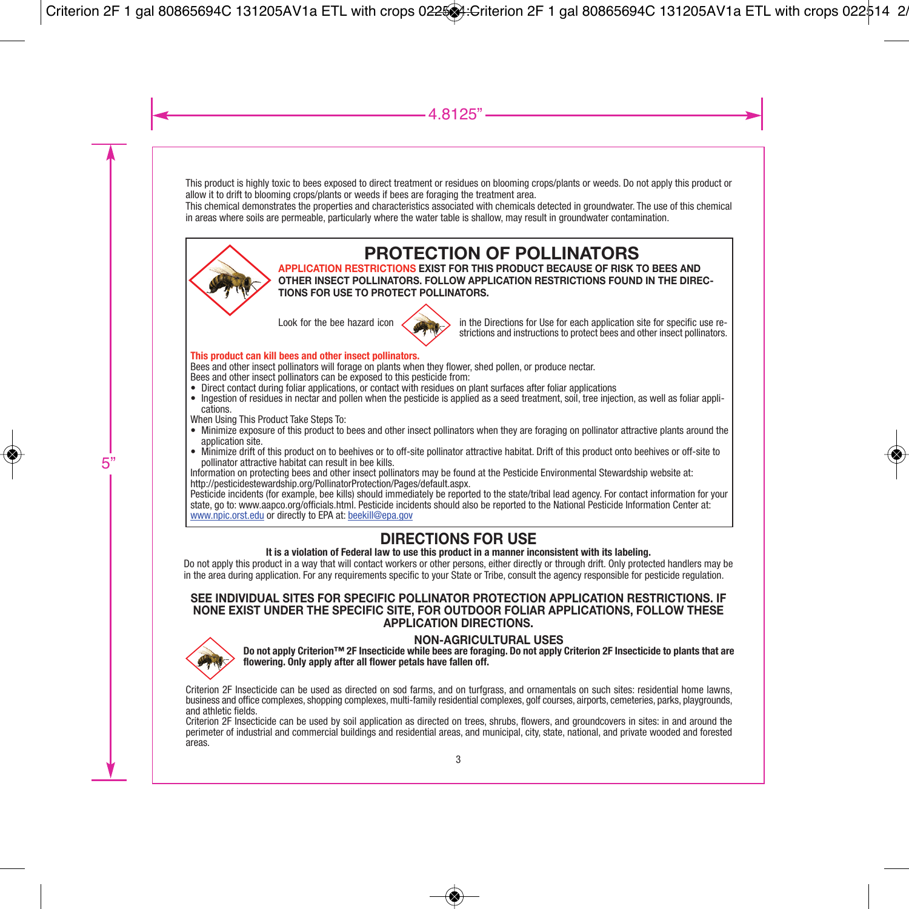This product is highly toxic to bees exposed to direct treatment or residues on blooming crops/plants or weeds. Do not apply this product or allow it to drift to blooming crops/plants or weeds if bees are foraging the treatment area.

This chemical demonstrates the properties and characteristics associated with chemicals detected in groundwater. The use of this chemical in areas where soils are permeable, particularly where the water table is shallow, may result in groundwater contamination.

## PROTECTION OF POLLINATORS

**APPLICATION RESTRICTIONS EXIST FOR THIS PRODUCT BECAUSE OF RISK TO BEES AND OTHER INSECT POLLINATORS. FOLLOW APPLICATION RESTRICTIONS FOUND IN THE DIRECTIONS FOR USE TO PROTECT POLLINATORS.**

Look for the bee hazard icon in the Directions for Use for each application site for specific use restrictions and instructions to protect bees and other insect pollinators.

**This product can kill bees and other insect pollinators.**

Bees and other insect pollinators will forage on plants when they flower, shed pollen, or produce nectar.

Bees and other insect pollinators can be exposed to this pesticide from:

- Direct contact during foliar applications, or contact with residues on plant surfaces after foliar applications
- Ingestion of residues in nectar and pollen when the pesticide is applied as a seed treatment, soil, tree injection, as well as foliar applications.

When Using This Product Take Steps To:

- Minimize exposure of this product to bees and other insect pollinators when they are foraging on pollinator attractive plants around the application site.
- Minimize drift of this product on to beehives or to off-site pollinator attractive habitat. Drift of this product onto beehives or off-site to pollinator attractive habitat can result in bee kills.

Information on protecting bees and other insect pollinators may be found at the Pesticide Environmental Stewardship website at: http://pesticidestewardship.org/PollinatorProtection/Pages/default.aspx.

Pesticide incidents (for example, bee kills) should immediately be reported to the state/tribal lead agency. For contact information for your state, go to: www.aapco.org/officials.html. Pesticide incidents should also be reported to the National Pesticide Information Center at: www.npic.orst.edu or directly to EPA at: beekill@epa.gov

## DIRECTIONS FOR USE

**It is a violation of Federal law to use this product in a manner inconsistent with its labeling.**

Do not apply this product in a way that will contact workers or other persons, either directly or through drift. Only protected handlers may be in the area during application. For any requirements specific to your State or Tribe, consult the agency responsible for pesticide regulation.

**SEE INDIVIDUAL SITES FOR SPECIFIC POLLINATOR PROTECTION APPLICATION RESTRICTIONS. IF NONE EXIST UNDER THE SPECIFIC SITE, FOR OUTDOOR FOLIAR APPLICATIONS, FOLLOW THESE APPLICATION DIRECTIONS.**

### NON-AGRICULTURAL USES

**Do not apply Criterion™ 2F Insecticide while bees are foraging. Do not apply Criterion 2F Insecticide to plants that are flowering. Only apply after all flower petals have fallen off.**

Criterion 2F Insecticide can be used as directed on sod farms, and on turfgrass, and ornamentals on such sites: residential home lawns, business and office complexes, shopping complexes, multi-family residential complexes, golf courses, airports, cemeteries, parks, playgrounds, and athletic fields.

Criterion 2F Insecticide can be used by soil application as directed on trees, shrubs, flowers, and groundcovers in sites: in and around the perimeter of industrial and commercial buildings and residential areas, and municipal, city, state, national, and private wooded and forested areas.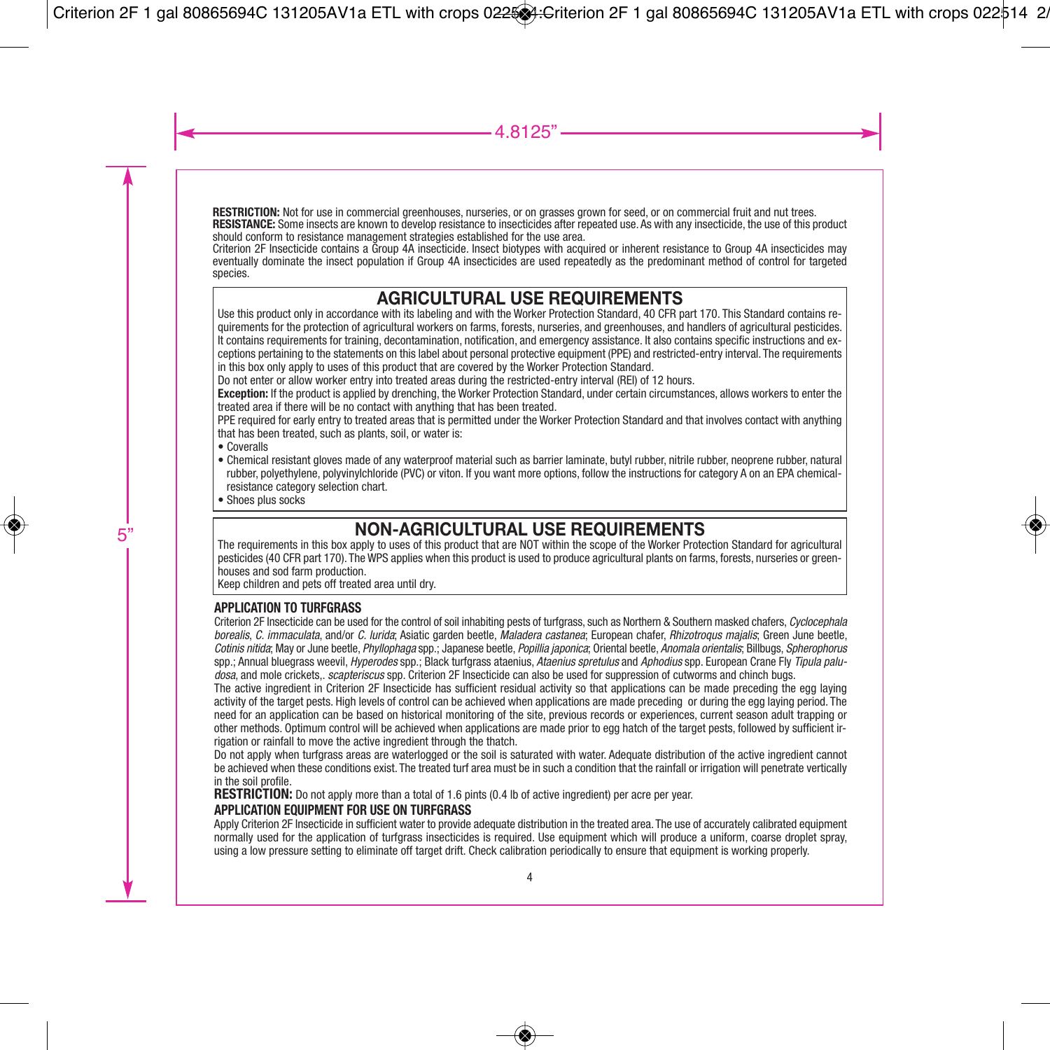**RESTRICTION:** Not for use in commercial greenhouses, nurseries, or on grasses grown for seed, or on commercial fruit and nut trees.

**RESISTANCE:** Some insects are known to develop resistance to insecticides after repeated use. As with any insecticide, the use of this product should conform to resistance management strategies established for the use area.

Criterion 2F Insecticide contains a Group 4A insecticide. Insect biotypes with acquired or inherent resistance to Group 4A insecticides may eventually dominate the insect population if Group 4A insecticides are used repeatedly as the predominant method of control for targeted species.

## AGRICULTURAL USE REQUIREMENTS

Use this product only in accordance with its labeling and with the Worker Protection Standard, 40 CFR part 170. This Standard contains requirements for the protection of agricultural workers on farms, forests, nurseries, and greenhouses, and handlers of agricultural pesticides. It contains requirements for training, decontamination, notification, and emergency assistance. It also contains specific instructions and exceptions pertaining to the statements on this label about personal protective equipment (PPE) and restricted-entry interval. The requirements in this box only apply to uses of this product that are covered by the Worker Protection Standard.

Do not enter or allow worker entry into treated areas during the restricted-entry interval (REI) of 12 hours.

**Exception:** If the product is applied by drenching, the Worker Protection Standard, under certain circumstances, allows workers to enter the treated area if there will be no contact with anything that has been treated.

PPE required for early entry to treated areas that is permitted under the Worker Protection Standard and that involves contact with anything that has been treated, such as plants, soil, or water is:

- Coveralls
- Chemical resistant gloves made of any waterproof material such as barrier laminate, butyl rubber, nitrile rubber, neoprene rubber, natural rubber, polyethylene, polyvinylchloride (PVC) or viton. If you want more options, follow the instructions for category A on an EPA chemical-resistance category selection chart.
- Shoes plus socks

## NON-AGRICULTURAL USE REQUIREMENTS

The requirements in this box apply to uses of this product that are NOT within the scope of the Worker Protection Standard for agricultural pesticides (40 CFR part 170). The WPS applies when this product is used to produce agricultural plants on farms, forests, nurseries or greenhouses and sod farm production.

Keep children and pets off treated area until dry.

### APPLICATION TO TURFGRASS

Criterion 2F Insecticide can be used for the control of soil inhabiting pests of turfgrass, such as Northern & Southern masked chafers, *Cyclocephala borealis*, *C. immaculata*, and/or *C. lurida*; Asiatic garden beetle, *Maladera castanea*; European chafer, *Rhizotroqus majalis*; Green June beetle, *Cotinis nitida*; May or June beetle, *Phyllophaga* spp.; Japanese beetle, *Popillia japonica*; Oriental beetle, *Anomala orientalis*; Billbugs, *Spherophorus* spp.; Annual bluegrass weevil, *Hyperodes* spp.; Black turfgrass ataenius, *Ataenius spretulus* and *Aphodius* spp. European Crane Fly *Tipula paludosa*, and mole crickets,. *scapteriscus* spp. Criterion 2F Insecticide can also be used for suppression of cutworms and chinch bugs.

The active ingredient in Criterion 2F Insecticide has sufficient residual activity so that applications can be made preceding the egg laying activity of the target pests. High levels of control can be achieved when applications are made preceding or during the egg laying period. The need for an application can be based on historical monitoring of the site, previous records or experiences, current season adult trapping or other methods. Optimum control will be achieved when applications are made prior to egg hatch of the target pests, followed by sufficient irrigation or rainfall to move the active ingredient through the thatch.

Do not apply when turfgrass areas are waterlogged or the soil is saturated with water. Adequate distribution of the active ingredient cannot be achieved when these conditions exist. The treated turf area must be in such a condition that the rainfall or irrigation will penetrate vertically in the soil profile.

**RESTRICTION:** Do not apply more than a total of 1.6 pints (0.4 lb of active ingredient) per acre per year.

### APPLICATION EQUIPMENT FOR USE ON TURFGRASS

Apply Criterion 2F Insecticide in sufficient water to provide adequate distribution in the treated area. The use of accurately calibrated equipment normally used for the application of turfgrass insecticides is required. Use equipment which will produce a uniform, coarse droplet spray, using a low pressure setting to eliminate off target drift. Check calibration periodically to ensure that equipment is working properly.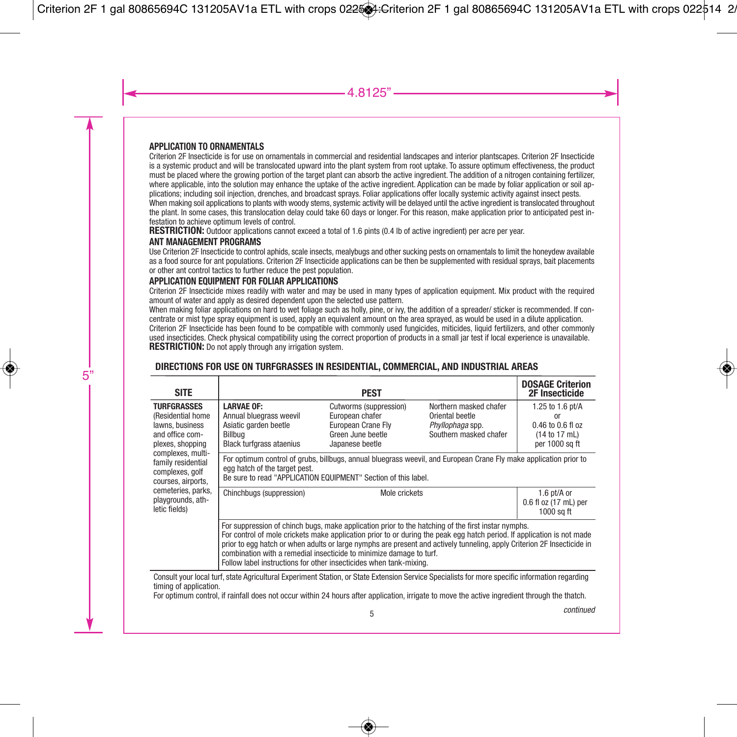### APPLICATION TO ORNAMENTALS

Criterion 2F Insecticide is for use on ornamentals in commercial and residential landscapes and interior plantscapes. Criterion 2F Insecticide is a systemic product and will be translocated upward into the plant system from root uptake. To assure optimum effectiveness, the product must be placed where the growing portion of the target plant can absorb the active ingredient. The addition of a nitrogen containing fertilizer, where applicable, into the solution may enhance the uptake of the active ingredient. Application can be made by foliar application or soil applications; including soil injection, drenches, and broadcast sprays. Foliar applications offer locally systemic activity against insect pests.

When making soil applications to plants with woody stems, systemic activity will be delayed until the active ingredient is translocated throughout the plant. In some cases, this translocation delay could take 60 days or longer. For this reason, make application prior to anticipated pest infestation to achieve optimum levels of control.

**RESTRICTION:** Outdoor applications cannot exceed a total of 1.6 pints (0.4 lb of active ingredient) per acre per year.

### ANT MANAGEMENT PROGRAMS

Use Criterion 2F Insecticide to control aphids, scale insects, mealybugs and other sucking pests on ornamentals to limit the honeydew available as a food source for ant populations. Criterion 2F Insecticide applications can be then be supplemented with residual sprays, bait placements or other ant control tactics to further reduce the pest population.

### APPLICATION EQUIPMENT FOR FOLIAR APPLICATIONS

Criterion 2F Insecticide mixes readily with water and may be used in many types of application equipment. Mix product with the required amount of water and apply as desired dependent upon the selected use pattern.

When making foliar applications on hard to wet foliage such as holly, pine, or ivy, the addition of a spreader/ sticker is recommended. If concentrate or mist type spray equipment is used, apply an equivalent amount on the area sprayed, as would be used in a dilute application.

Criterion 2F Insecticide has been found to be compatible with commonly used fungicides, miticides, liquid fertilizers, and other commonly used insecticides. Check physical compatibility using the correct proportion of products in a small jar test if local experience is unavailable.

**RESTRICTION:** Do not apply through any irrigation system.

### DIRECTIONS FOR USE ON TURFGRASSES IN RESIDENTIAL, COMMERCIAL, AND INDUSTRIAL AREAS

| SITE | PEST | | | DOSAGE Criterion 2F Insecticide |
|---|---|---|---|---|
| **TURFGRASSES** (Residential home lawns, business and office complexes, shopping complexes, multi-family residential complexes, golf courses, airports, cemeteries, parks, playgrounds, athletic fields) | **LARVAE OF:**<br>Annual bluegrass weevil<br>Asiatic garden beetle<br>Billbug<br>Black turfgrass ataenius | Cutworms (suppression)<br>European chafer<br>European Crane Fly<br>Green June beetle<br>Japanese beetle | Northern masked chafer<br>Oriental beetle<br>*Phyllophaga* spp.<br>Southern masked chafer | 1.25 to 1.6 pt/A<br>or<br>0.46 to 0.6 fl oz<br>(14 to 17 mL)<br>per 1000 sq ft |
| | For optimum control of grubs, billbugs, annual bluegrass weevil, and European Crane Fly make application prior to egg hatch of the target pest.<br>Be sure to read "APPLICATION EQUIPMENT" Section of this label. | | | |
| | Chinchbugs (suppression) | Mole crickets | | 1.6 pt/A or<br>0.6 fl oz (17 mL) per 1000 sq ft |
| | For suppression of chinch bugs, make application prior to the hatching of the first instar nymphs.<br>For control of mole crickets make application prior to or during the peak egg hatch period. If application is not made prior to egg hatch or when adults or large nymphs are present and actively tunneling, apply Criterion 2F Insecticide in combination with a remedial insecticide to minimize damage to turf.<br>Follow label instructions for other insecticides when tank-mixing. | | | |

Consult your local turf, state Agricultural Experiment Station, or State Extension Service Specialists for more specific information regarding timing of application.

For optimum control, if rainfall does not occur within 24 hours after application, irrigate to move the active ingredient through the thatch.

*continued*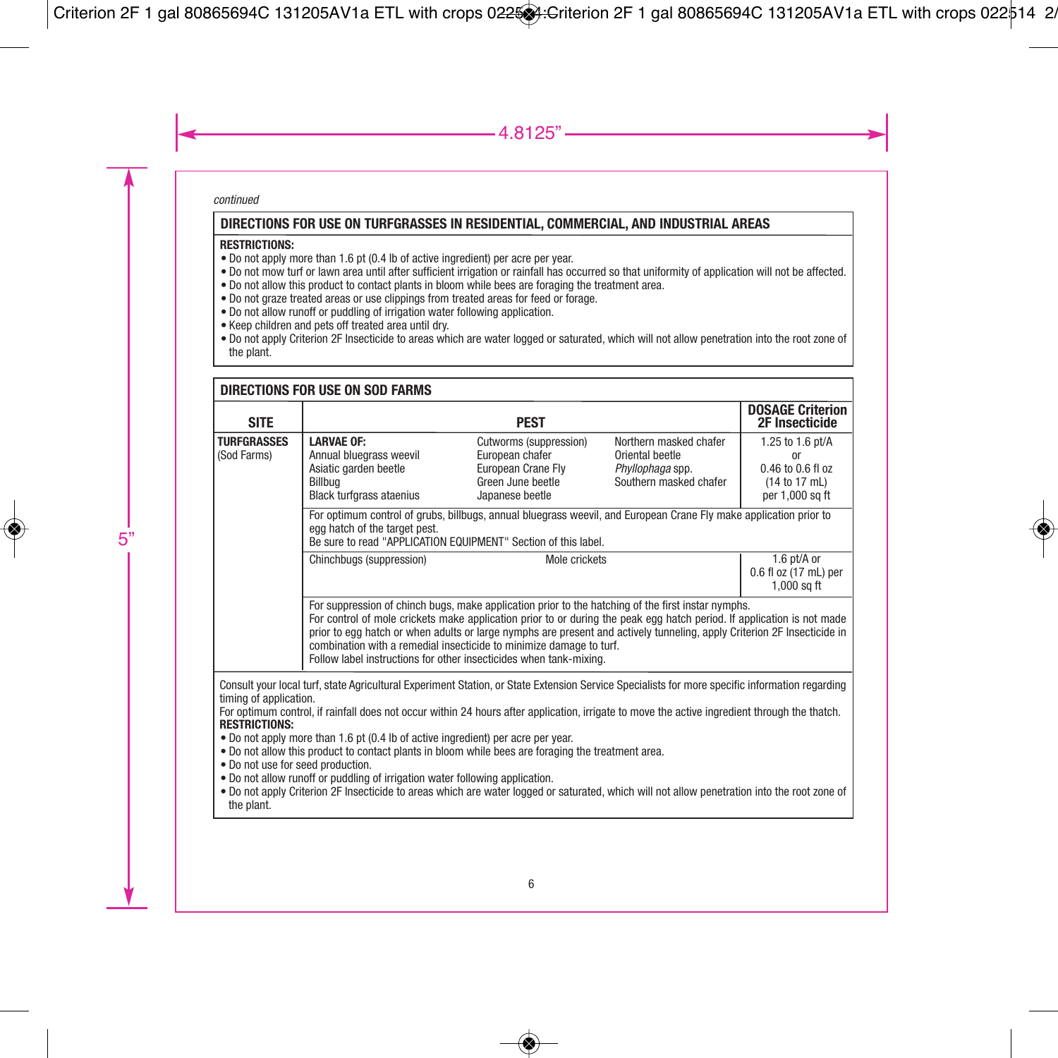*continued*

## DIRECTIONS FOR USE ON TURFGRASSES IN RESIDENTIAL, COMMERCIAL, AND INDUSTRIAL AREAS

**RESTRICTIONS:**

- Do not apply more than 1.6 pt (0.4 lb of active ingredient) per acre per year.
- Do not mow turf or lawn area until after sufficient irrigation or rainfall has occurred so that uniformity of application will not be affected.
- Do not allow this product to contact plants in bloom while bees are foraging the treatment area.
- Do not graze treated areas or use clippings from treated areas for feed or forage.
- Do not allow runoff or puddling of irrigation water following application.
- Keep children and pets off treated area until dry.
- Do not apply Criterion 2F Insecticide to areas which are water logged or saturated, which will not allow penetration into the root zone of the plant.

## DIRECTIONS FOR USE ON SOD FARMS

| SITE | PEST | | | DOSAGE Criterion 2F Insecticide |
|---|---|---|---|---|
| **TURFGRASSES** (Sod Farms) | **LARVAE OF:** Annual bluegrass weevil, Asiatic garden beetle, Billbug, Black turfgrass ataenius | Cutworms (suppression), European chafer, European Crane Fly, Green June beetle, Japanese beetle | Northern masked chafer, Oriental beetle, *Phyllophaga* spp., Southern masked chafer | 1.25 to 1.6 pt/A or 0.46 to 0.6 fl oz (14 to 17 mL) per 1,000 sq ft |
| | For optimum control of grubs, billbugs, annual bluegrass weevil, and European Crane Fly make application prior to egg hatch of the target pest. Be sure to read "APPLICATION EQUIPMENT" Section of this label. | | | |
| | Chinchbugs (suppression) | Mole crickets | | 1.6 pt/A or 0.6 fl oz (17 mL) per 1,000 sq ft |
| | For suppression of chinch bugs, make application prior to the hatching of the first instar nymphs. For control of mole crickets make application prior to or during the peak egg hatch period. If application is not made prior to egg hatch or when adults or large nymphs are present and actively tunneling, apply Criterion 2F Insecticide in combination with a remedial insecticide to minimize damage to turf. Follow label instructions for other insecticides when tank-mixing. | | | |

Consult your local turf, state Agricultural Experiment Station, or State Extension Service Specialists for more specific information regarding timing of application.

For optimum control, if rainfall does not occur within 24 hours after application, irrigate to move the active ingredient through the thatch.

**RESTRICTIONS:**

- Do not apply more than 1.6 pt (0.4 lb of active ingredient) per acre per year.
- Do not allow this product to contact plants in bloom while bees are foraging the treatment area.
- Do not use for seed production.
- Do not allow runoff or puddling of irrigation water following application.
- Do not apply Criterion 2F Insecticide to areas which are water logged or saturated, which will not allow penetration into the root zone of the plant.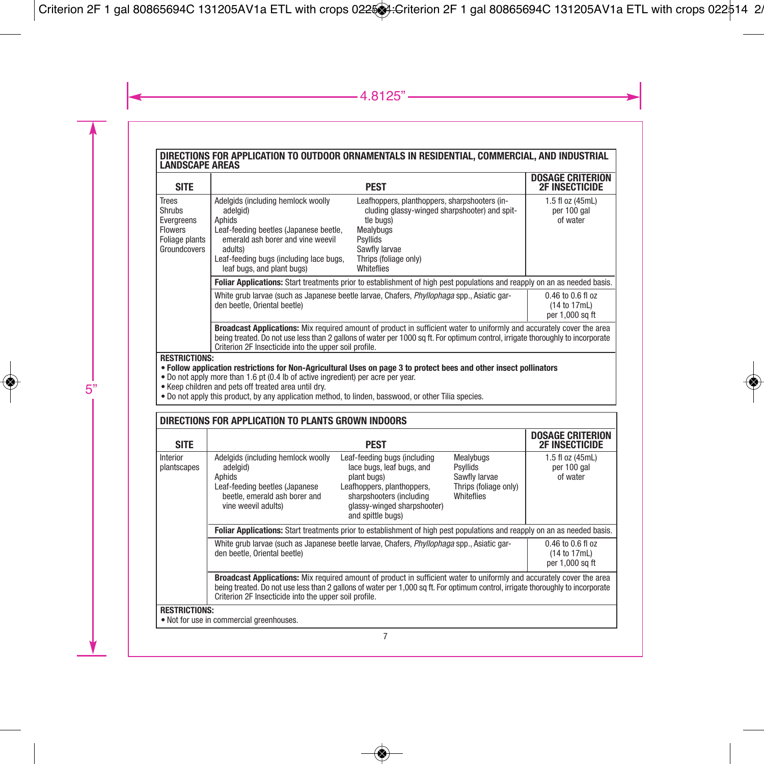## DIRECTIONS FOR APPLICATION TO OUTDOOR ORNAMENTALS IN RESIDENTIAL, COMMERCIAL, AND INDUSTRIAL LANDSCAPE AREAS

| SITE | PEST | DOSAGE CRITERION 2F INSECTICIDE |
|---|---|---|
| Trees<br>Shrubs<br>Evergreens<br>Flowers<br>Foliage plants<br>Groundcovers | Adelgids (including hemlock woolly adelgid)<br>Aphids<br>Leaf-feeding beetles (Japanese beetle, emerald ash borer and vine weevil adults)<br>Leaf-feeding bugs (including lace bugs, leaf bugs, and plant bugs)<br>Leafhoppers, planthoppers, sharpshooters (including glassy-winged sharpshooter) and spittle bugs)<br>Mealybugs<br>Psyllids<br>Sawfly larvae<br>Thrips (foliage only)<br>Whiteflies | 1.5 fl oz (45mL) per 100 gal of water |
| | **Foliar Applications:** Start treatments prior to establishment of high pest populations and reapply on an as needed basis. | |
| | White grub larvae (such as Japanese beetle larvae, Chafers, *Phyllophaga* spp., Asiatic garden beetle, Oriental beetle) | 0.46 to 0.6 fl oz (14 to 17mL) per 1,000 sq ft |
| | **Broadcast Applications:** Mix required amount of product in sufficient water to uniformly and accurately cover the area being treated. Do not use less than 2 gallons of water per 1000 sq ft. For optimum control, irrigate thoroughly to incorporate Criterion 2F Insecticide into the upper soil profile. | |

**RESTRICTIONS:**

- **Follow application restrictions for Non-Agricultural Uses on page 3 to protect bees and other insect pollinators**
- Do not apply more than 1.6 pt (0.4 lb of active ingredient) per acre per year.
- Keep children and pets off treated area until dry.
- Do not apply this product, by any application method, to linden, basswood, or other Tilia species.

## DIRECTIONS FOR APPLICATION TO PLANTS GROWN INDOORS

| SITE | PEST | DOSAGE CRITERION 2F INSECTICIDE |
|---|---|---|
| Interior plantscapes | Adelgids (including hemlock woolly adelgid)<br>Aphids<br>Leaf-feeding beetles (Japanese beetle, emerald ash borer and vine weevil adults)<br>Leaf-feeding bugs (including lace bugs, leaf bugs, and plant bugs)<br>Leafhoppers, planthoppers, sharpshooters (including glassy-winged sharpshooter) and spittle bugs)<br>Mealybugs<br>Psyllids<br>Sawfly larvae<br>Thrips (foliage only)<br>Whiteflies | 1.5 fl oz (45mL) per 100 gal of water |
| | **Foliar Applications:** Start treatments prior to establishment of high pest populations and reapply on an as needed basis. | |
| | White grub larvae (such as Japanese beetle larvae, Chafers, *Phyllophaga* spp., Asiatic garden beetle, Oriental beetle) | 0.46 to 0.6 fl oz (14 to 17mL) per 1,000 sq ft |
| | **Broadcast Applications:** Mix required amount of product in sufficient water to uniformly and accurately cover the area being treated. Do not use less than 2 gallons of water per 1,000 sq ft. For optimum control, irrigate thoroughly to incorporate Criterion 2F Insecticide into the upper soil profile. | |

**RESTRICTIONS:**

- Not for use in commercial greenhouses.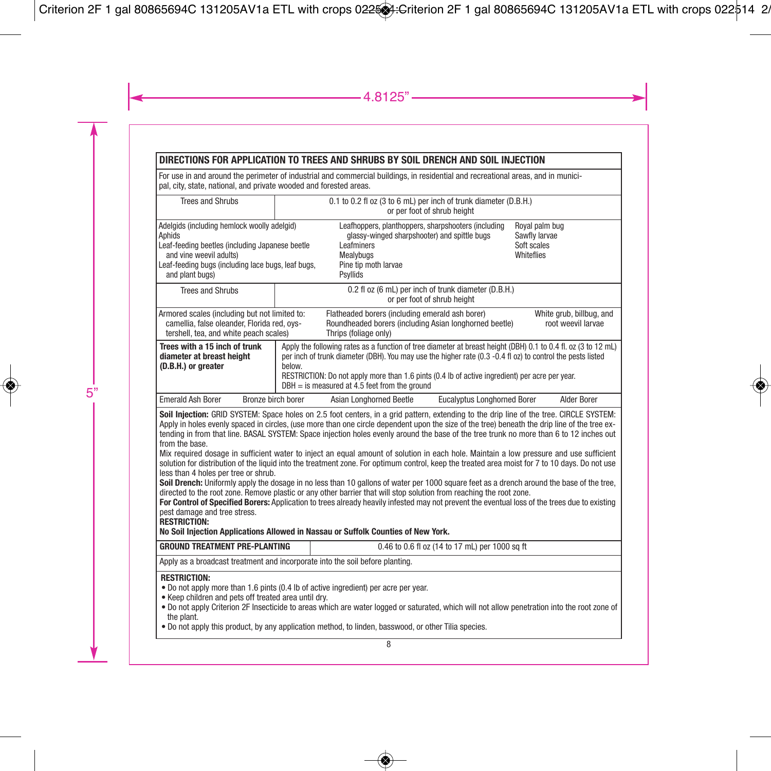## DIRECTIONS FOR APPLICATION TO TREES AND SHRUBS BY SOIL DRENCH AND SOIL INJECTION

For use in and around the perimeter of industrial and commercial buildings, in residential and recreational areas, and in municipal, city, state, national, and private wooded and forested areas.

| Trees and Shrubs | 0.1 to 0.2 fl oz (3 to 6 mL) per inch of trunk diameter (D.B.H.) or per foot of shrub height |
|---|---|

Adelgids (including hemlock woolly adelgid)
Aphids
Leaf-feeding beetles (including Japanese beetle and vine weevil adults)
Leaf-feeding bugs (including lace bugs, leaf bugs, and plant bugs)
Leafhoppers, planthoppers, sharpshooters (including glassy-winged sharpshooter) and spittle bugs
Leafminers
Mealybugs
Pine tip moth larvae
Psyllids
Royal palm bug
Sawfly larvae
Soft scales
Whiteflies

| Trees and Shrubs | 0.2 fl oz (6 mL) per inch of trunk diameter (D.B.H.) or per foot of shrub height |
|---|---|

Armored scales (including but not limited to: camellia, false oleander, Florida red, oystershell, tea, and white peach scales)
Flatheaded borers (including emerald ash borer)
Roundheaded borers (including Asian longhorned beetle)
Thrips (foliage only)
White grub, billbug, and root weevil larvae

| **Trees with a 15 inch of trunk diameter at breast height (D.B.H.) or greater** | Apply the following rates as a function of tree diameter at breast height (DBH) 0.1 to 0.4 fl. oz (3 to 12 mL) per inch of trunk diameter (DBH). You may use the higher rate (0.3 -0.4 fl oz) to control the pests listed below. RESTRICTION: Do not apply more than 1.6 pints (0.4 lb of active ingredient) per acre per year. DBH = is measured at 4.5 feet from the ground |
|---|---|

Emerald Ash Borer, Bronze birch borer, Asian Longhorned Beetle, Eucalyptus Longhorned Borer, Alder Borer

**Soil Injection:** GRID SYSTEM: Space holes on 2.5 foot centers, in a grid pattern, extending to the drip line of the tree. CIRCLE SYSTEM: Apply in holes evenly spaced in circles, (use more than one circle dependent upon the size of the tree) beneath the drip line of the tree extending in from that line. BASAL SYSTEM: Space injection holes evenly around the base of the tree trunk no more than 6 to 12 inches out from the base.

Mix required dosage in sufficient water to inject an equal amount of solution in each hole. Maintain a low pressure and use sufficient solution for distribution of the liquid into the treatment zone. For optimum control, keep the treated area moist for 7 to 10 days. Do not use less than 4 holes per tree or shrub.

**Soil Drench:** Uniformly apply the dosage in no less than 10 gallons of water per 1000 square feet as a drench around the base of the tree, directed to the root zone. Remove plastic or any other barrier that will stop solution from reaching the root zone.

**For Control of Specified Borers:** Application to trees already heavily infested may not prevent the eventual loss of the trees due to existing pest damage and tree stress.

**RESTRICTION:**

**No Soil Injection Applications Allowed in Nassau or Suffolk Counties of New York.**

| **GROUND TREATMENT PRE-PLANTING** | 0.46 to 0.6 fl oz (14 to 17 mL) per 1000 sq ft |
|---|---|

Apply as a broadcast treatment and incorporate into the soil before planting.

**RESTRICTION:**

- Do not apply more than 1.6 pints (0.4 lb of active ingredient) per acre per year.
- Keep children and pets off treated area until dry.
- Do not apply Criterion 2F Insecticide to areas which are water logged or saturated, which will not allow penetration into the root zone of the plant.
- Do not apply this product, by any application method, to linden, basswood, or other Tilia species.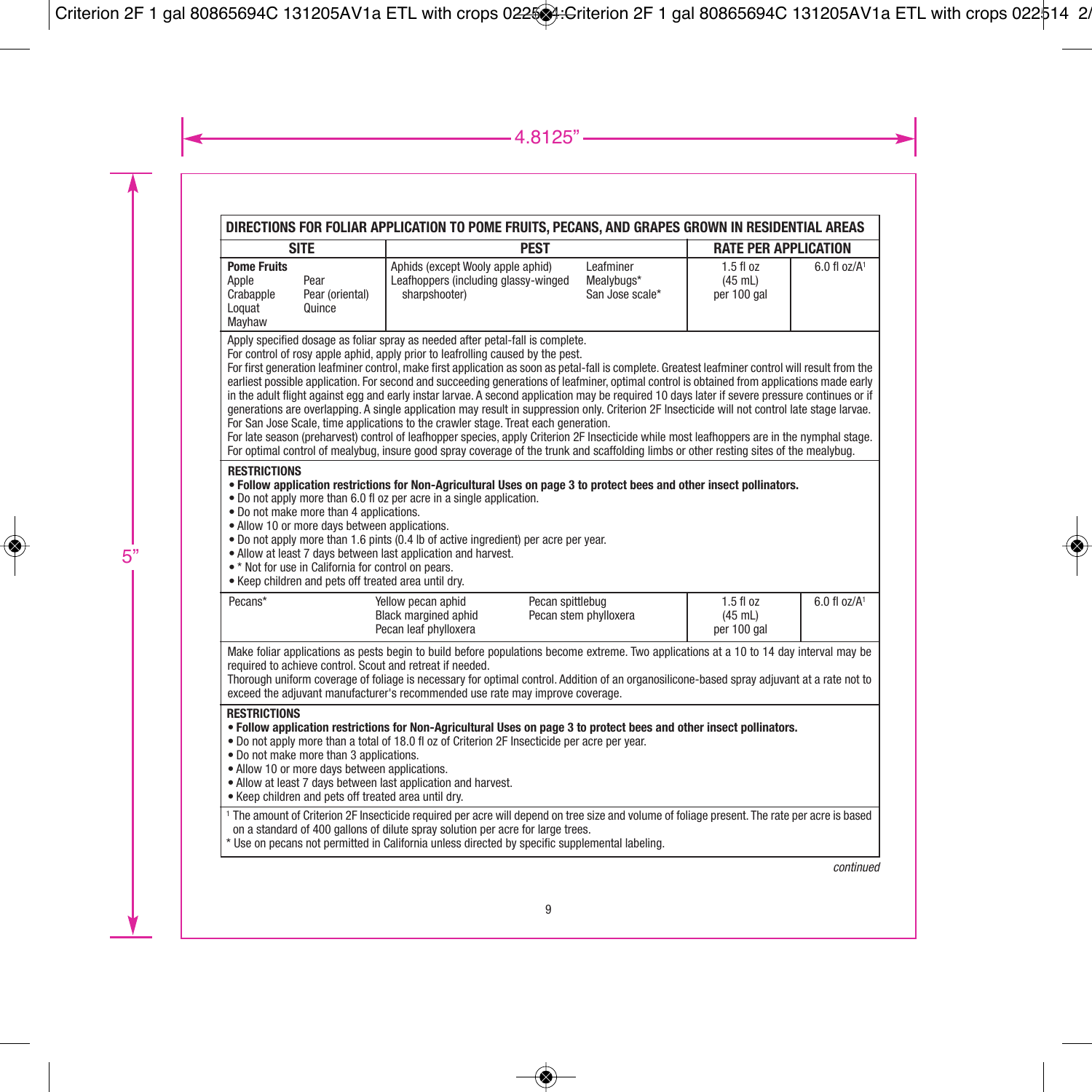**DIRECTIONS FOR FOLIAR APPLICATION TO POME FRUITS, PECANS, AND GRAPES GROWN IN RESIDENTIAL AREAS**

| SITE | PEST | RATE PER APPLICATION | |
|---|---|---|---|
| **Pome Fruits**<br>Apple, Pear<br>Crabapple, Pear (oriental)<br>Loquat, Quince<br>Mayhaw | Aphids (except Wooly apple aphid)<br>Leafhoppers (including glassy-winged sharpshooter)<br>Leafminer<br>Mealybugs*<br>San Jose scale* | 1.5 fl oz (45 mL) per 100 gal | 6.0 fl oz/A[1] |

Apply specified dosage as foliar spray as needed after petal-fall is complete.
For control of rosy apple aphid, apply prior to leafrolling caused by the pest.
For first generation leafminer control, make first application as soon as petal-fall is complete. Greatest leafminer control will result from the earliest possible application. For second and succeeding generations of leafminer, optimal control is obtained from applications made early in the adult flight against egg and early instar larvae. A second application may be required 10 days later if severe pressure continues or if generations are overlapping. A single application may result in suppression only. Criterion 2F Insecticide will not control late stage larvae.
For San Jose Scale, time applications to the crawler stage. Treat each generation.
For late season (preharvest) control of leafhopper species, apply Criterion 2F Insecticide while most leafhoppers are in the nymphal stage.
For optimal control of mealybug, insure good spray coverage of the trunk and scaffolding limbs or other resting sites of the mealybug.

**RESTRICTIONS**
- **Follow application restrictions for Non-Agricultural Uses on page 3 to protect bees and other insect pollinators.**
- Do not apply more than 6.0 fl oz per acre in a single application.
- Do not make more than 4 applications.
- Allow 10 or more days between applications.
- Do not apply more than 1.6 pints (0.4 lb of active ingredient) per acre per year.
- Allow at least 7 days between last application and harvest.
- * Not for use in California for control on pears.
- Keep children and pets off treated area until dry.

| SITE | PEST | RATE PER APPLICATION | |
|---|---|---|---|
| Pecans* | Yellow pecan aphid<br>Black margined aphid<br>Pecan leaf phylloxera<br>Pecan spittlebug<br>Pecan stem phylloxera | 1.5 fl oz (45 mL) per 100 gal | 6.0 fl oz/A[1] |

Make foliar applications as pests begin to build before populations become extreme. Two applications at a 10 to 14 day interval may be required to achieve control. Scout and retreat if needed.
Thorough uniform coverage of foliage is necessary for optimal control. Addition of an organosilicone-based spray adjuvant at a rate not to exceed the adjuvant manufacturer's recommended use rate may improve coverage.

**RESTRICTIONS**
- **Follow application restrictions for Non-Agricultural Uses on page 3 to protect bees and other insect pollinators.**
- Do not apply more than a total of 18.0 fl oz of Criterion 2F Insecticide per acre per year.
- Do not make more than 3 applications.
- Allow 10 or more days between applications.
- Allow at least 7 days between last application and harvest.
- Keep children and pets off treated area until dry.

[1] The amount of Criterion 2F Insecticide required per acre will depend on tree size and volume of foliage present. The rate per acre is based on a standard of 400 gallons of dilute spray solution per acre for large trees.
* Use on pecans not permitted in California unless directed by specific supplemental labeling.

*continued*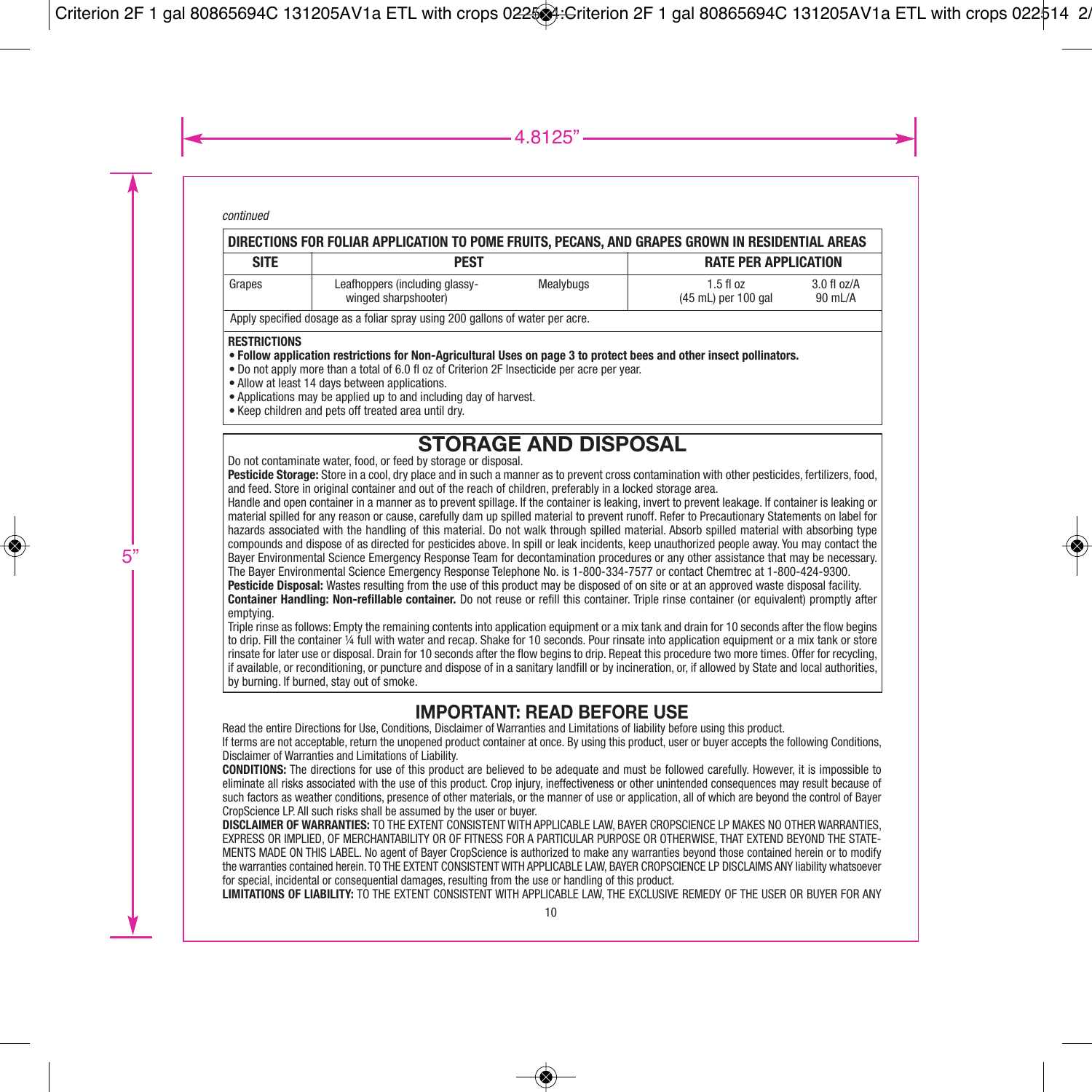*continued*

| DIRECTIONS FOR FOLIAR APPLICATION TO POME FRUITS, PECANS, AND GRAPES GROWN IN RESIDENTIAL AREAS | | | | |
|---|---|---|---|---|
| **SITE** | **PEST** | | **RATE PER APPLICATION** | |
| Grapes | Leafhoppers (including glassy-winged sharpshooter) | Mealybugs | 1.5 fl oz (45 mL) per 100 gal | 3.0 fl oz/A 90 mL/A |
| Apply specified dosage as a foliar spray using 200 gallons of water per acre. | | | | |

**RESTRICTIONS**

- **Follow application restrictions for Non-Agricultural Uses on page 3 to protect bees and other insect pollinators.**
- Do not apply more than a total of 6.0 fl oz of Criterion 2F Insecticide per acre per year.
- Allow at least 14 days between applications.
- Applications may be applied up to and including day of harvest.
- Keep children and pets off treated area until dry.

## STORAGE AND DISPOSAL

Do not contaminate water, food, or feed by storage or disposal.

**Pesticide Storage:** Store in a cool, dry place and in such a manner as to prevent cross contamination with other pesticides, fertilizers, food, and feed. Store in original container and out of the reach of children, preferably in a locked storage area.

Handle and open container in a manner as to prevent spillage. If the container is leaking, invert to prevent leakage. If container is leaking or material spilled for any reason or cause, carefully dam up spilled material to prevent runoff. Refer to Precautionary Statements on label for hazards associated with the handling of this material. Do not walk through spilled material. Absorb spilled material with absorbing type compounds and dispose of as directed for pesticides above. In spill or leak incidents, keep unauthorized people away. You may contact the Bayer Environmental Science Emergency Response Team for decontamination procedures or any other assistance that may be necessary. The Bayer Environmental Science Emergency Response Telephone No. is 1-800-334-7577 or contact Chemtrec at 1-800-424-9300.

**Pesticide Disposal:** Wastes resulting from the use of this product may be disposed of on site or at an approved waste disposal facility.

**Container Handling: Non-refillable container.** Do not reuse or refill this container. Triple rinse container (or equivalent) promptly after emptying.

Triple rinse as follows: Empty the remaining contents into application equipment or a mix tank and drain for 10 seconds after the flow begins to drip. Fill the container ¼ full with water and recap. Shake for 10 seconds. Pour rinsate into application equipment or a mix tank or store rinsate for later use or disposal. Drain for 10 seconds after the flow begins to drip. Repeat this procedure two more times. Offer for recycling, if available, or reconditioning, or puncture and dispose of in a sanitary landfill or by incineration, or, if allowed by State and local authorities, by burning. If burned, stay out of smoke.

## IMPORTANT: READ BEFORE USE

Read the entire Directions for Use, Conditions, Disclaimer of Warranties and Limitations of liability before using this product.

If terms are not acceptable, return the unopened product container at once. By using this product, user or buyer accepts the following Conditions, Disclaimer of Warranties and Limitations of Liability.

**CONDITIONS:** The directions for use of this product are believed to be adequate and must be followed carefully. However, it is impossible to eliminate all risks associated with the use of this product. Crop injury, ineffectiveness or other unintended consequences may result because of such factors as weather conditions, presence of other materials, or the manner of use or application, all of which are beyond the control of Bayer CropScience LP. All such risks shall be assumed by the user or buyer.

**DISCLAIMER OF WARRANTIES:** TO THE EXTENT CONSISTENT WITH APPLICABLE LAW, BAYER CROPSCIENCE LP MAKES NO OTHER WARRANTIES, EXPRESS OR IMPLIED, OF MERCHANTABILITY OR OF FITNESS FOR A PARTICULAR PURPOSE OR OTHERWISE, THAT EXTEND BEYOND THE STATEMENTS MADE ON THIS LABEL. No agent of Bayer CropScience is authorized to make any warranties beyond those contained herein or to modify the warranties contained herein. TO THE EXTENT CONSISTENT WITH APPLICABLE LAW, BAYER CROPSCIENCE LP DISCLAIMS ANY liability whatsoever for special, incidental or consequential damages, resulting from the use or handling of this product.

**LIMITATIONS OF LIABILITY:** TO THE EXTENT CONSISTENT WITH APPLICABLE LAW, THE EXCLUSIVE REMEDY OF THE USER OR BUYER FOR ANY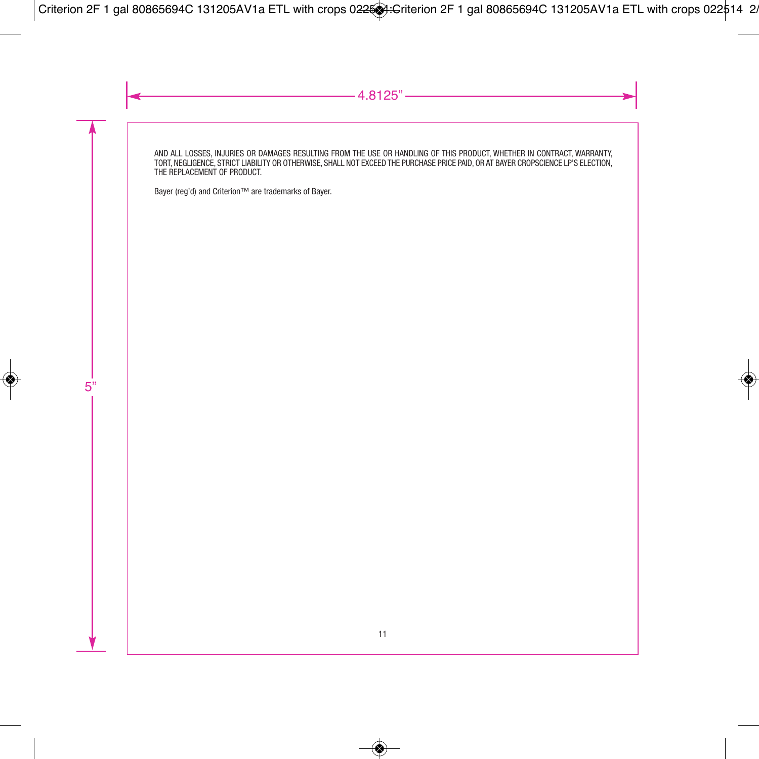AND ALL LOSSES, INJURIES OR DAMAGES RESULTING FROM THE USE OR HANDLING OF THIS PRODUCT, WHETHER IN CONTRACT, WARRANTY, TORT, NEGLIGENCE, STRICT LIABILITY OR OTHERWISE, SHALL NOT EXCEED THE PURCHASE PRICE PAID, OR AT BAYER CROPSCIENCE LP'S ELECTION, THE REPLACEMENT OF PRODUCT.

Bayer (reg'd) and Criterion™ are trademarks of Bayer.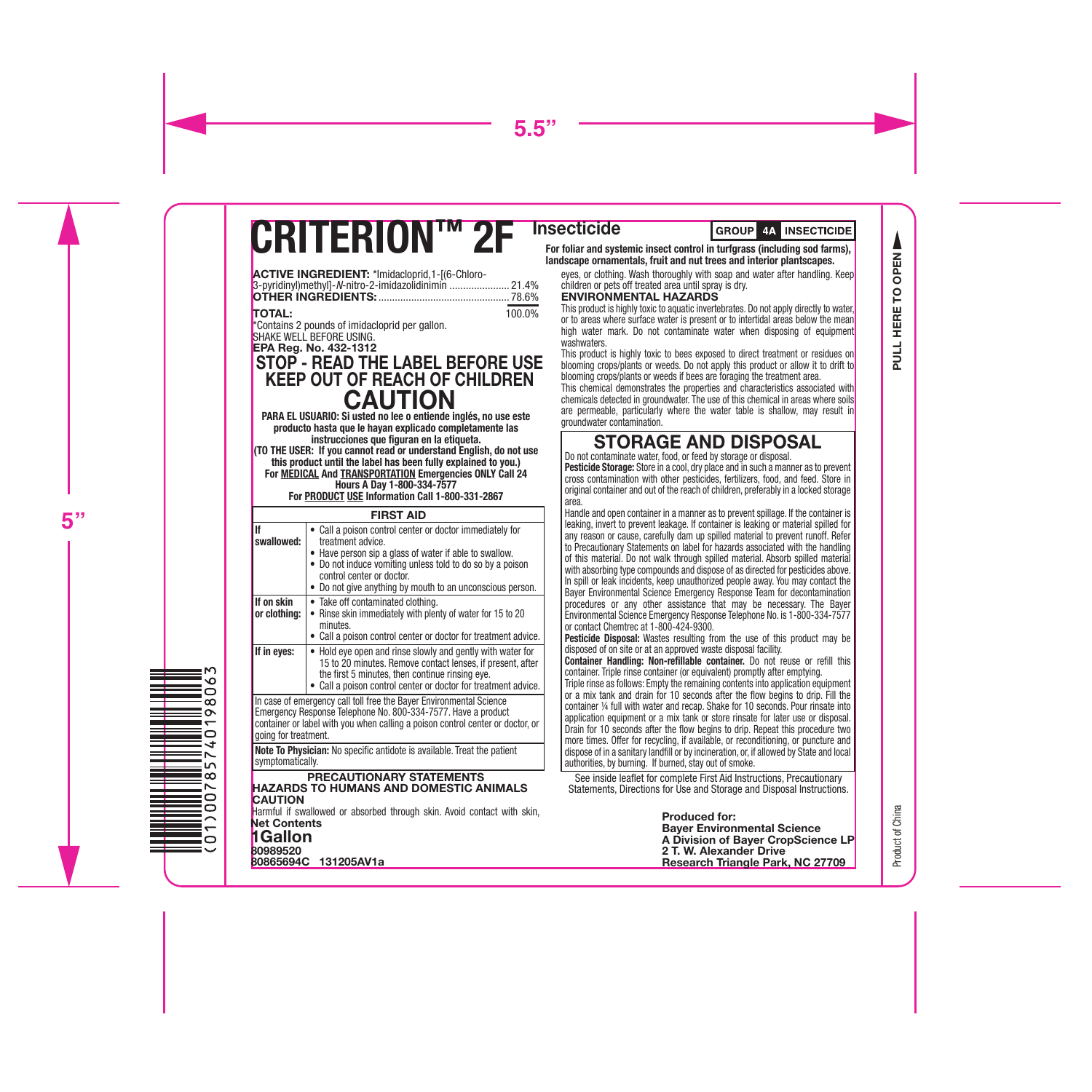# CRITERION™ 2F Insecticide

GROUP 4A INSECTICIDE

**For foliar and systemic insect control in turfgrass (including sod farms), landscape ornamentals, fruit and nut trees and interior plantscapes.**

**ACTIVE INGREDIENT:** *Imidacloprid,1-[(6-Chloro-3-pyridinyl)methyl]-*N*-nitro-2-imidazolidinimin ...................... 21.4%
**OTHER INGREDIENTS:** ............................................... 78.6%
**TOTAL:** 100.0%

*Contains 2 pounds of imidacloprid per gallon.
SHAKE WELL BEFORE USING.

**EPA Reg. No. 432-1312**

## STOP - READ THE LABEL BEFORE USE
## KEEP OUT OF REACH OF CHILDREN
## CAUTION

**PARA EL USUARIO: Si usted no lee o entiende inglés, no use este producto hasta que le hayan explicado completamente las instrucciones que figuran en la etiqueta.**
**(TO THE USER: If you cannot read or understand English, do not use this product until the label has been fully explained to you.)**

**For MEDICAL And TRANSPORTATION Emergencies ONLY Call 24 Hours A Day 1-800-334-7577**
**For PRODUCT USE Information Call 1-800-331-2867**

| FIRST AID | |
|---|---|
| **If swallowed:** | • Call a poison control center or doctor immediately for treatment advice.<br>• Have person sip a glass of water if able to swallow.<br>• Do not induce vomiting unless told to do so by a poison control center or doctor.<br>• Do not give anything by mouth to an unconscious person. |
| **If on skin or clothing:** | • Take off contaminated clothing.<br>• Rinse skin immediately with plenty of water for 15 to 20 minutes.<br>• Call a poison control center or doctor for treatment advice. |
| **If in eyes:** | • Hold eye open and rinse slowly and gently with water for 15 to 20 minutes. Remove contact lenses, if present, after the first 5 minutes, then continue rinsing eye.<br>• Call a poison control center or doctor for treatment advice. |

In case of emergency call toll free the Bayer Environmental Science Emergency Response Telephone No. 800-334-7577. Have a product container or label with you when calling a poison control center or doctor, or going for treatment.

**Note To Physician:** No specific antidote is available. Treat the patient symptomatically.

### PRECAUTIONARY STATEMENTS
### HAZARDS TO HUMANS AND DOMESTIC ANIMALS
**CAUTION**

Harmful if swallowed or absorbed through skin. Avoid contact with skin, eyes, or clothing. Wash thoroughly with soap and water after handling. Keep children or pets off treated area until spray is dry.

### ENVIRONMENTAL HAZARDS

This product is highly toxic to aquatic invertebrates. Do not apply directly to water, or to areas where surface water is present or to intertidal areas below the mean high water mark. Do not contaminate water when disposing of equipment washwaters.

This product is highly toxic to bees exposed to direct treatment or residues on blooming crops/plants or weeds. Do not apply this product or allow it to drift to blooming crops/plants or weeds if bees are foraging the treatment area.

This chemical demonstrates the properties and characteristics associated with chemicals detected in groundwater. The use of this chemical in areas where soils are permeable, particularly where the water table is shallow, may result in groundwater contamination.

## STORAGE AND DISPOSAL

Do not contaminate water, food, or feed by storage or disposal.

**Pesticide Storage:** Store in a cool, dry place and in such a manner as to prevent cross contamination with other pesticides, fertilizers, food, and feed. Store in original container and out of the reach of children, preferably in a locked storage area.

Handle and open container in a manner as to prevent spillage. If the container is leaking, invert to prevent leakage. If container is leaking or material spilled for any reason or cause, carefully dam up spilled material to prevent runoff. Refer to Precautionary Statements on label for hazards associated with the handling of this material. Do not walk through spilled material. Absorb spilled material with absorbing type compounds and dispose of as directed for pesticides above. In spill or leak incidents, keep unauthorized people away. You may contact the Bayer Environmental Science Emergency Response Team for decontamination procedures or any other assistance that may be necessary. The Bayer Environmental Science Emergency Response Telephone No. is 1-800-334-7577 or contact Chemtrec at 1-800-424-9300.

**Pesticide Disposal:** Wastes resulting from the use of this product may be disposed of on site or at an approved waste disposal facility.

**Container Handling: Non-refillable container.** Do not reuse or refill this container. Triple rinse container (or equivalent) promptly after emptying.

Triple rinse as follows: Empty the remaining contents into application equipment or a mix tank and drain for 10 seconds after the flow begins to drip. Fill the container ¼ full with water and recap. Shake for 10 seconds. Pour rinsate into application equipment or a mix tank or store rinsate for later use or disposal. Drain for 10 seconds after the flow begins to drip. Repeat this procedure two more times. Offer for recycling, if available, or reconditioning, or puncture and dispose of in a sanitary landfill or by incineration, or, if allowed by State and local authorities, by burning. If burned, stay out of smoke.

See inside leaflet for complete First Aid Instructions, Precautionary Statements, Directions for Use and Storage and Disposal Instructions.

**Net Contents**
**1Gallon**

**80989520**
**80865694C 131205AV1a**

**Produced for:**
**Bayer Environmental Science**
**A Division of Bayer CropScience LP**
**2 T. W. Alexander Drive**
**Research Triangle Park, NC 27709**

(01)00785740198063

PULL HERE TO OPEN

Product of China